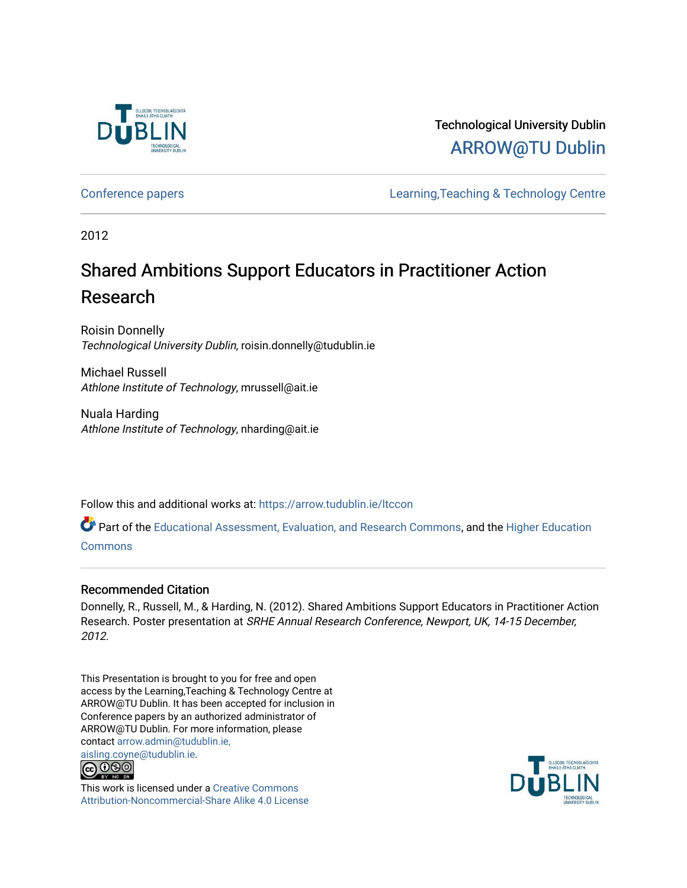Technological University Dublin

ARROW@TU Dublin

Conference papers | Learning,Teaching & Technology Centre

2012

# Shared Ambitions Support Educators in Practitioner Action Research

Roisin Donnelly
*Technological University Dublin*, roisin.donnelly@tudublin.ie

Michael Russell
*Athlone Institute of Technology*, mrussell@ait.ie

Nuala Harding
*Athlone Institute of Technology*, nharding@ait.ie

Follow this and additional works at: https://arrow.tudublin.ie/ltccon

Part of the Educational Assessment, Evaluation, and Research Commons, and the Higher Education Commons

## Recommended Citation

Donnelly, R., Russell, M., & Harding, N. (2012). Shared Ambitions Support Educators in Practitioner Action Research. Poster presentation at *SRHE Annual Research Conference, Newport, UK, 14-15 December, 2012.*

This Presentation is brought to you for free and open access by the Learning,Teaching & Technology Centre at ARROW@TU Dublin. It has been accepted for inclusion in Conference papers by an authorized administrator of ARROW@TU Dublin. For more information, please contact arrow.admin@tudublin.ie, aisling.coyne@tudublin.ie.

This work is licensed under a Creative Commons Attribution-Noncommercial-Share Alike 4.0 License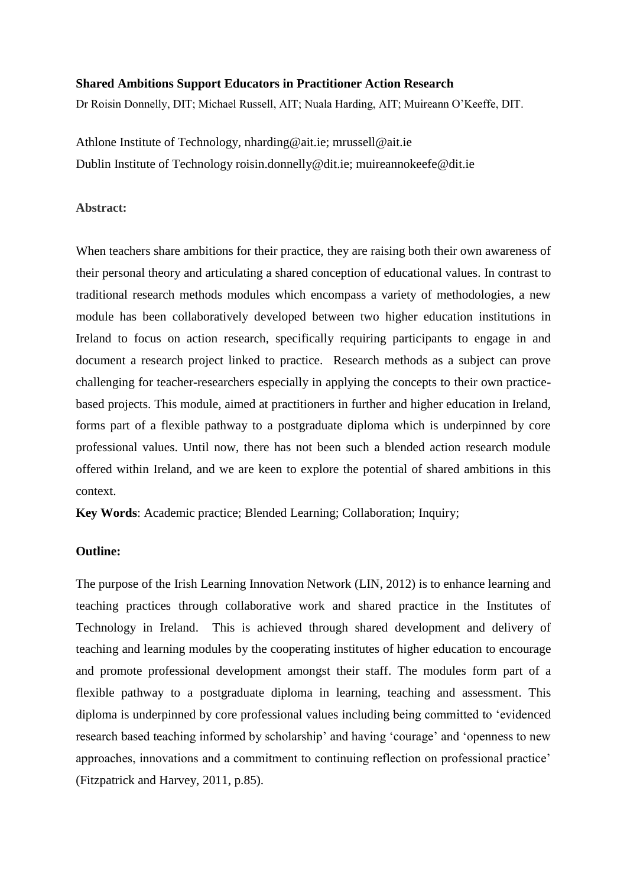**Shared Ambitions Support Educators in Practitioner Action Research**

Dr Roisin Donnelly, DIT; Michael Russell, AIT; Nuala Harding, AIT; Muireann O'Keeffe, DIT.

Athlone Institute of Technology, nharding@ait.ie; mrussell@ait.ie
Dublin Institute of Technology roisin.donnelly@dit.ie; muireannokeefe@dit.ie

**Abstract:**

When teachers share ambitions for their practice, they are raising both their own awareness of their personal theory and articulating a shared conception of educational values. In contrast to traditional research methods modules which encompass a variety of methodologies, a new module has been collaboratively developed between two higher education institutions in Ireland to focus on action research, specifically requiring participants to engage in and document a research project linked to practice. Research methods as a subject can prove challenging for teacher-researchers especially in applying the concepts to their own practice-based projects. This module, aimed at practitioners in further and higher education in Ireland, forms part of a flexible pathway to a postgraduate diploma which is underpinned by core professional values. Until now, there has not been such a blended action research module offered within Ireland, and we are keen to explore the potential of shared ambitions in this context.

**Key Words**: Academic practice; Blended Learning; Collaboration; Inquiry;

**Outline:**

The purpose of the Irish Learning Innovation Network (LIN, 2012) is to enhance learning and teaching practices through collaborative work and shared practice in the Institutes of Technology in Ireland. This is achieved through shared development and delivery of teaching and learning modules by the cooperating institutes of higher education to encourage and promote professional development amongst their staff. The modules form part of a flexible pathway to a postgraduate diploma in learning, teaching and assessment. This diploma is underpinned by core professional values including being committed to 'evidenced research based teaching informed by scholarship' and having 'courage' and 'openness to new approaches, innovations and a commitment to continuing reflection on professional practice' (Fitzpatrick and Harvey, 2011, p.85).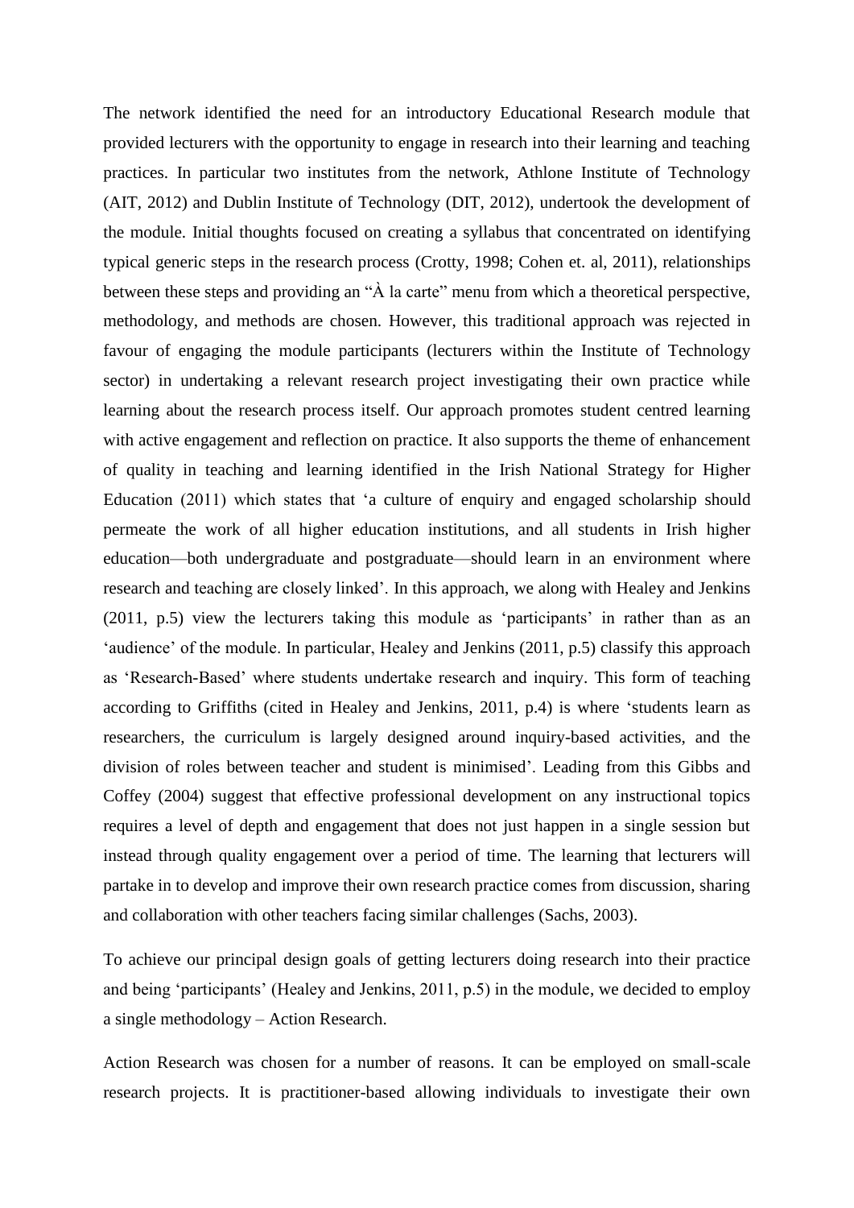The network identified the need for an introductory Educational Research module that provided lecturers with the opportunity to engage in research into their learning and teaching practices. In particular two institutes from the network, Athlone Institute of Technology (AIT, 2012) and Dublin Institute of Technology (DIT, 2012), undertook the development of the module. Initial thoughts focused on creating a syllabus that concentrated on identifying typical generic steps in the research process (Crotty, 1998; Cohen et. al, 2011), relationships between these steps and providing an "À la carte" menu from which a theoretical perspective, methodology, and methods are chosen. However, this traditional approach was rejected in favour of engaging the module participants (lecturers within the Institute of Technology sector) in undertaking a relevant research project investigating their own practice while learning about the research process itself. Our approach promotes student centred learning with active engagement and reflection on practice. It also supports the theme of enhancement of quality in teaching and learning identified in the Irish National Strategy for Higher Education (2011) which states that 'a culture of enquiry and engaged scholarship should permeate the work of all higher education institutions, and all students in Irish higher education—both undergraduate and postgraduate—should learn in an environment where research and teaching are closely linked'. In this approach, we along with Healey and Jenkins (2011, p.5) view the lecturers taking this module as 'participants' in rather than as an 'audience' of the module. In particular, Healey and Jenkins (2011, p.5) classify this approach as 'Research-Based' where students undertake research and inquiry. This form of teaching according to Griffiths (cited in Healey and Jenkins, 2011, p.4) is where 'students learn as researchers, the curriculum is largely designed around inquiry-based activities, and the division of roles between teacher and student is minimised'. Leading from this Gibbs and Coffey (2004) suggest that effective professional development on any instructional topics requires a level of depth and engagement that does not just happen in a single session but instead through quality engagement over a period of time. The learning that lecturers will partake in to develop and improve their own research practice comes from discussion, sharing and collaboration with other teachers facing similar challenges (Sachs, 2003).

To achieve our principal design goals of getting lecturers doing research into their practice and being 'participants' (Healey and Jenkins, 2011, p.5) in the module, we decided to employ a single methodology – Action Research.

Action Research was chosen for a number of reasons. It can be employed on small-scale research projects. It is practitioner-based allowing individuals to investigate their own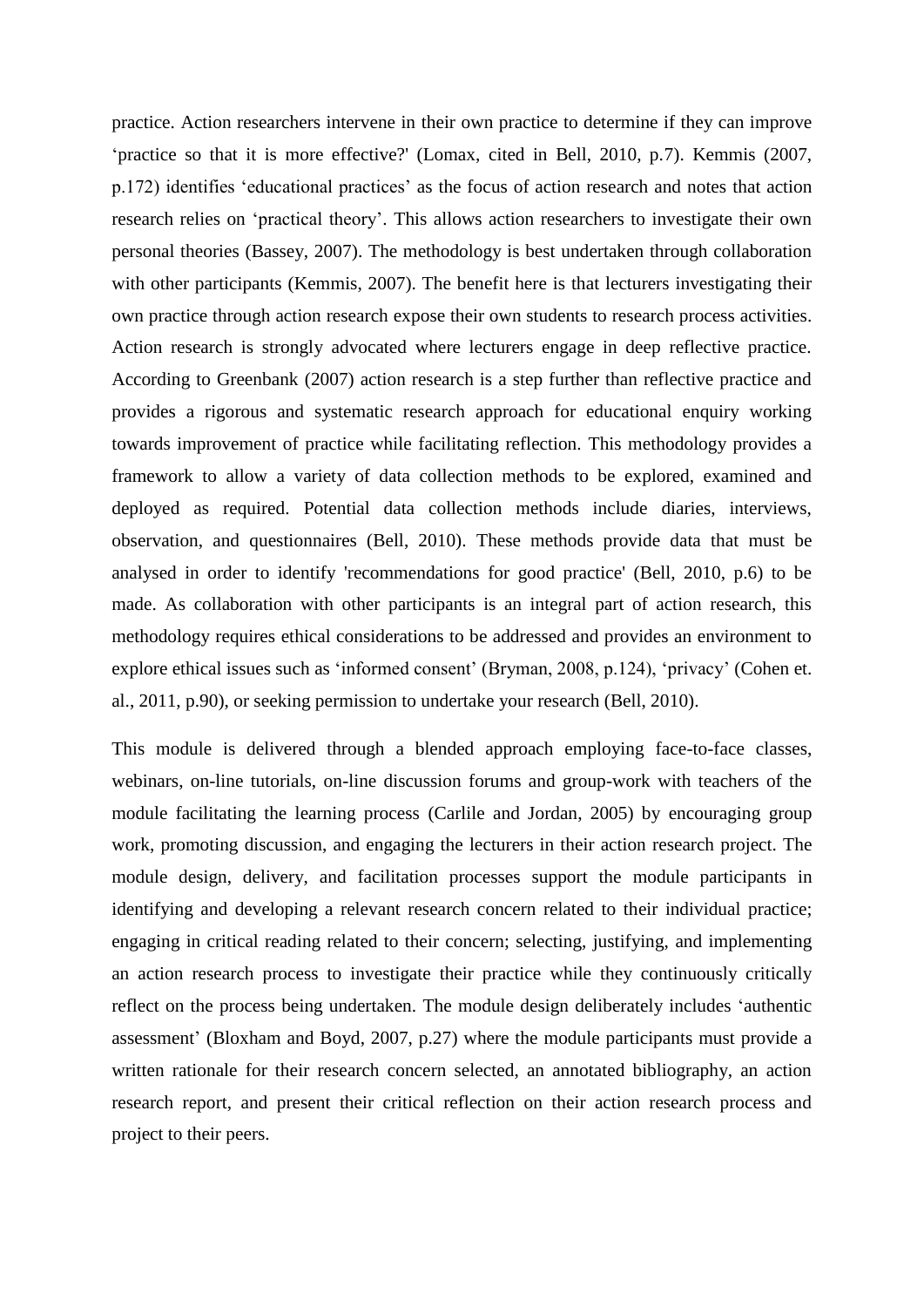practice. Action researchers intervene in their own practice to determine if they can improve 'practice so that it is more effective?' (Lomax, cited in Bell, 2010, p.7). Kemmis (2007, p.172) identifies 'educational practices' as the focus of action research and notes that action research relies on 'practical theory'. This allows action researchers to investigate their own personal theories (Bassey, 2007). The methodology is best undertaken through collaboration with other participants (Kemmis, 2007). The benefit here is that lecturers investigating their own practice through action research expose their own students to research process activities. Action research is strongly advocated where lecturers engage in deep reflective practice. According to Greenbank (2007) action research is a step further than reflective practice and provides a rigorous and systematic research approach for educational enquiry working towards improvement of practice while facilitating reflection. This methodology provides a framework to allow a variety of data collection methods to be explored, examined and deployed as required. Potential data collection methods include diaries, interviews, observation, and questionnaires (Bell, 2010). These methods provide data that must be analysed in order to identify 'recommendations for good practice' (Bell, 2010, p.6) to be made. As collaboration with other participants is an integral part of action research, this methodology requires ethical considerations to be addressed and provides an environment to explore ethical issues such as 'informed consent' (Bryman, 2008, p.124), 'privacy' (Cohen et. al., 2011, p.90), or seeking permission to undertake your research (Bell, 2010).

This module is delivered through a blended approach employing face-to-face classes, webinars, on-line tutorials, on-line discussion forums and group-work with teachers of the module facilitating the learning process (Carlile and Jordan, 2005) by encouraging group work, promoting discussion, and engaging the lecturers in their action research project. The module design, delivery, and facilitation processes support the module participants in identifying and developing a relevant research concern related to their individual practice; engaging in critical reading related to their concern; selecting, justifying, and implementing an action research process to investigate their practice while they continuously critically reflect on the process being undertaken. The module design deliberately includes 'authentic assessment' (Bloxham and Boyd, 2007, p.27) where the module participants must provide a written rationale for their research concern selected, an annotated bibliography, an action research report, and present their critical reflection on their action research process and project to their peers.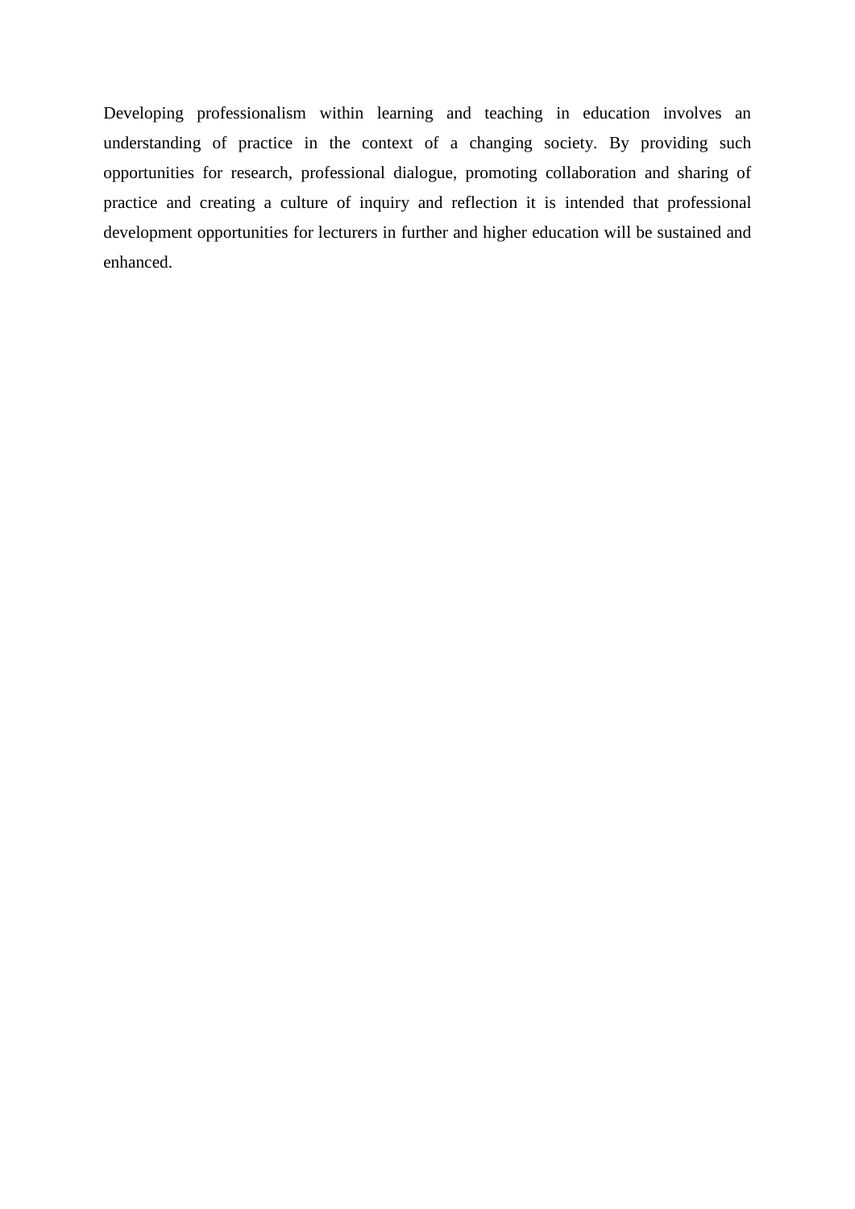Developing professionalism within learning and teaching in education involves an understanding of practice in the context of a changing society. By providing such opportunities for research, professional dialogue, promoting collaboration and sharing of practice and creating a culture of inquiry and reflection it is intended that professional development opportunities for lecturers in further and higher education will be sustained and enhanced.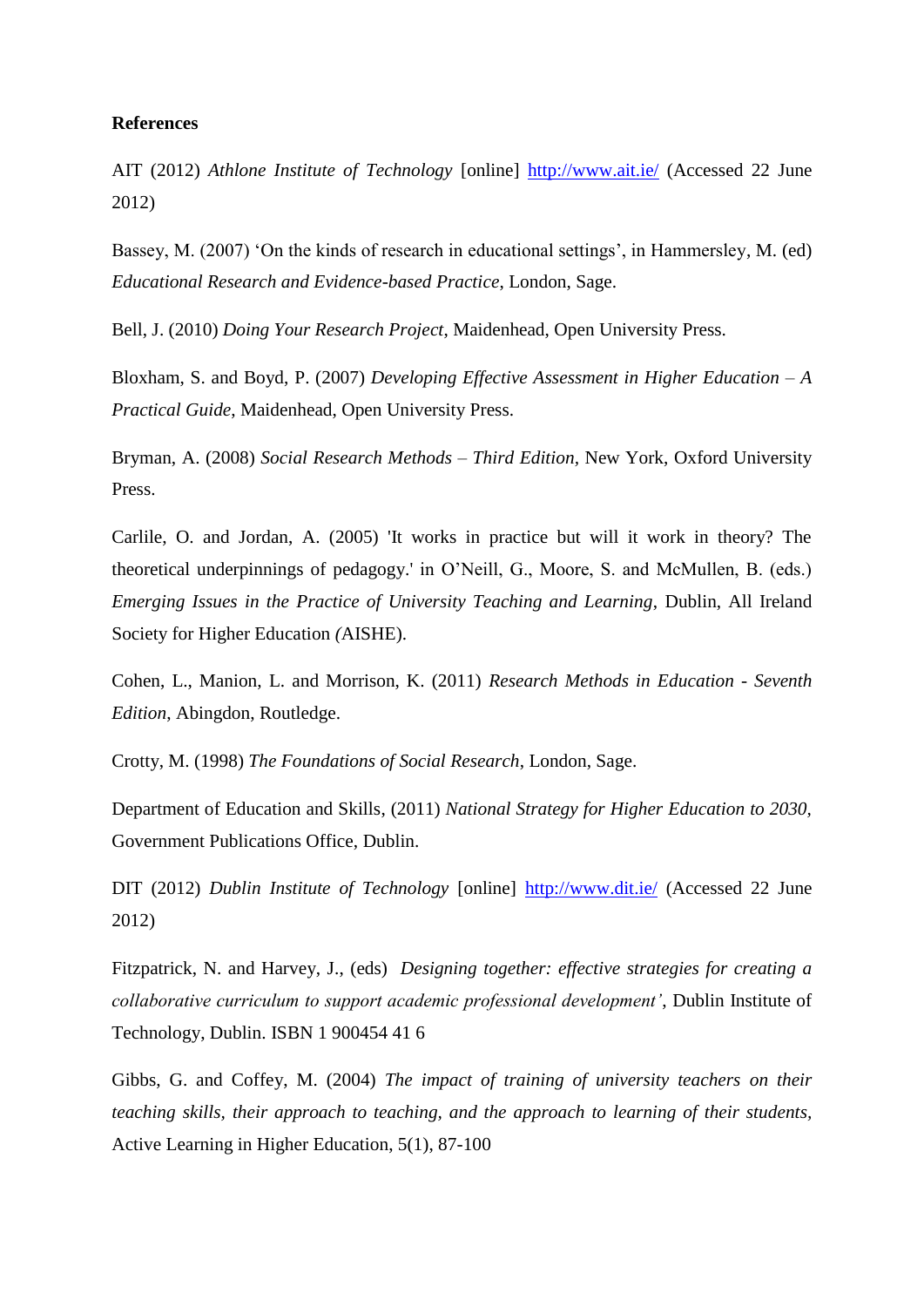**References**

AIT (2012) *Athlone Institute of Technology* [online] http://www.ait.ie/ (Accessed 22 June 2012)

Bassey, M. (2007) 'On the kinds of research in educational settings', in Hammersley, M. (ed) *Educational Research and Evidence-based Practice*, London, Sage.

Bell, J. (2010) *Doing Your Research Project*, Maidenhead, Open University Press.

Bloxham, S. and Boyd, P. (2007) *Developing Effective Assessment in Higher Education – A Practical Guide*, Maidenhead, Open University Press.

Bryman, A. (2008) *Social Research Methods – Third Edition*, New York, Oxford University Press.

Carlile, O. and Jordan, A. (2005) 'It works in practice but will it work in theory? The theoretical underpinnings of pedagogy.' in O'Neill, G., Moore, S. and McMullen, B. (eds.) *Emerging Issues in the Practice of University Teaching and Learning*, Dublin, All Ireland Society for Higher Education *(*AISHE).

Cohen, L., Manion, L. and Morrison, K. (2011) *Research Methods in Education - Seventh Edition*, Abingdon, Routledge.

Crotty, M. (1998) *The Foundations of Social Research*, London, Sage.

Department of Education and Skills, (2011) *National Strategy for Higher Education to 2030,* Government Publications Office, Dublin.

DIT (2012) *Dublin Institute of Technology* [online] http://www.dit.ie/ (Accessed 22 June 2012)

Fitzpatrick, N. and Harvey, J., (eds) *Designing together: effective strategies for creating a collaborative curriculum to support academic professional development'*, Dublin Institute of Technology, Dublin. ISBN 1 900454 41 6

Gibbs, G. and Coffey, M. (2004) *The impact of training of university teachers on their teaching skills, their approach to teaching, and the approach to learning of their students,* Active Learning in Higher Education, 5(1), 87-100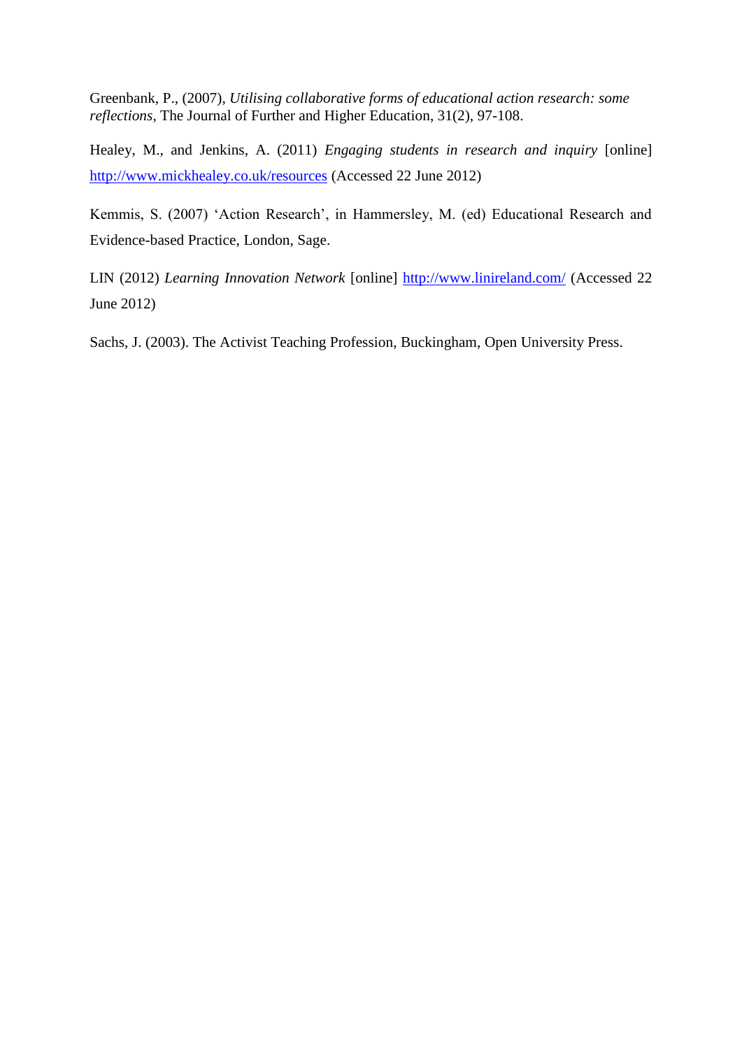Greenbank, P., (2007), *Utilising collaborative forms of educational action research: some reflections*, The Journal of Further and Higher Education, 31(2), 97-108.

Healey, M., and Jenkins, A. (2011) *Engaging students in research and inquiry* [online] http://www.mickhealey.co.uk/resources (Accessed 22 June 2012)

Kemmis, S. (2007) 'Action Research', in Hammersley, M. (ed) Educational Research and Evidence-based Practice, London, Sage.

LIN (2012) *Learning Innovation Network* [online] http://www.linireland.com/ (Accessed 22 June 2012)

Sachs, J. (2003). The Activist Teaching Profession, Buckingham, Open University Press.